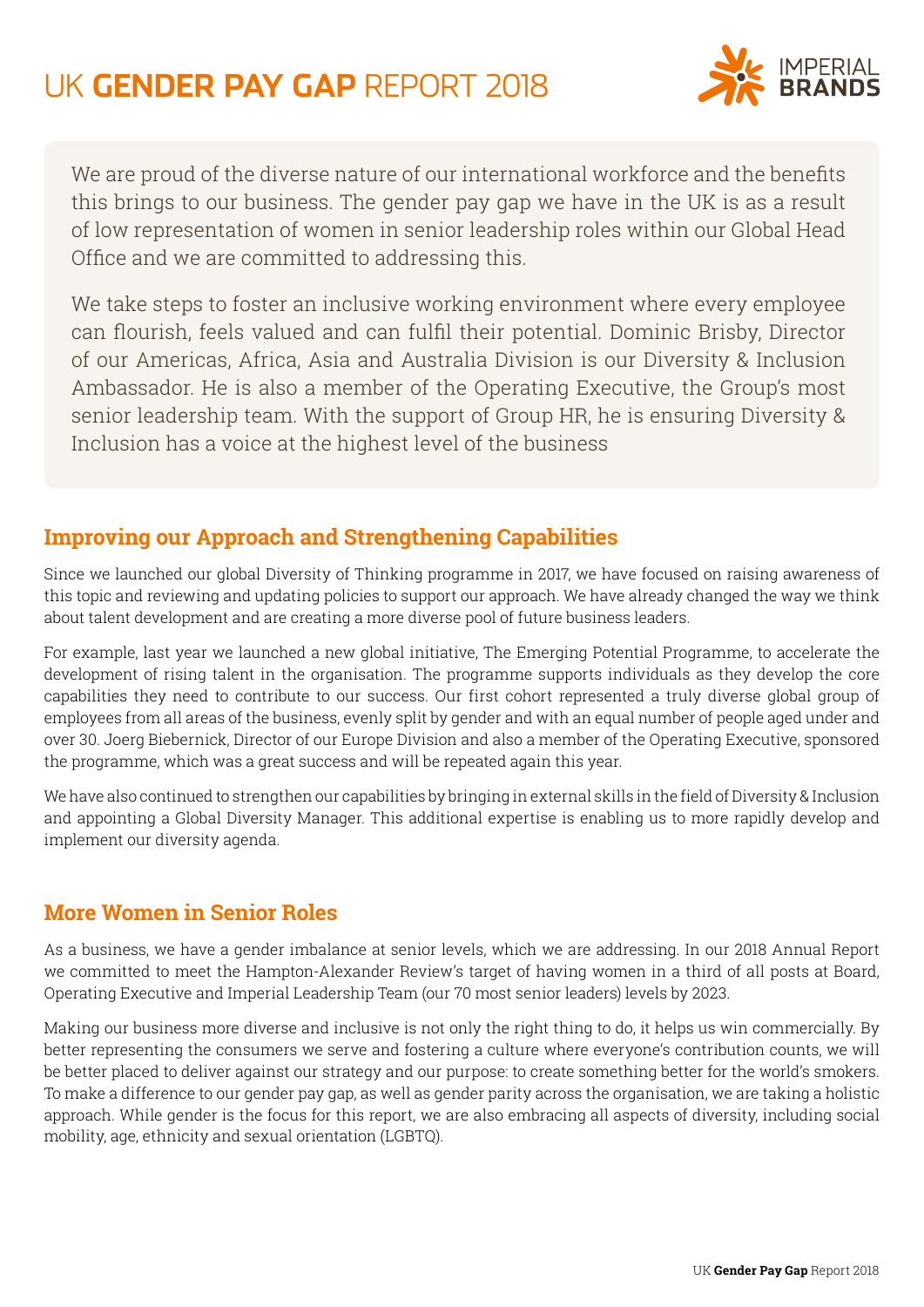# UK **GENDER PAY GAP** REPORT 2018

IMPERIAL **BRANDS**

We are proud of the diverse nature of our international workforce and the benefits this brings to our business. The gender pay gap we have in the UK is as a result of low representation of women in senior leadership roles within our Global Head Office and we are committed to addressing this.

We take steps to foster an inclusive working environment where every employee can flourish, feels valued and can fulfil their potential. Dominic Brisby, Director of our Americas, Africa, Asia and Australia Division is our Diversity & Inclusion Ambassador. He is also a member of the Operating Executive, the Group's most senior leadership team. With the support of Group HR, he is ensuring Diversity & Inclusion has a voice at the highest level of the business

## Improving our Approach and Strengthening Capabilities

Since we launched our global Diversity of Thinking programme in 2017, we have focused on raising awareness of this topic and reviewing and updating policies to support our approach. We have already changed the way we think about talent development and are creating a more diverse pool of future business leaders.

For example, last year we launched a new global initiative, The Emerging Potential Programme, to accelerate the development of rising talent in the organisation. The programme supports individuals as they develop the core capabilities they need to contribute to our success. Our first cohort represented a truly diverse global group of employees from all areas of the business, evenly split by gender and with an equal number of people aged under and over 30. Joerg Biebernick, Director of our Europe Division and also a member of the Operating Executive, sponsored the programme, which was a great success and will be repeated again this year.

We have also continued to strengthen our capabilities by bringing in external skills in the field of Diversity & Inclusion and appointing a Global Diversity Manager. This additional expertise is enabling us to more rapidly develop and implement our diversity agenda.

## More Women in Senior Roles

As a business, we have a gender imbalance at senior levels, which we are addressing. In our 2018 Annual Report we committed to meet the Hampton-Alexander Review's target of having women in a third of all posts at Board, Operating Executive and Imperial Leadership Team (our 70 most senior leaders) levels by 2023.

Making our business more diverse and inclusive is not only the right thing to do, it helps us win commercially. By better representing the consumers we serve and fostering a culture where everyone's contribution counts, we will be better placed to deliver against our strategy and our purpose: to create something better for the world's smokers. To make a difference to our gender pay gap, as well as gender parity across the organisation, we are taking a holistic approach. While gender is the focus for this report, we are also embracing all aspects of diversity, including social mobility, age, ethnicity and sexual orientation (LGBTQ).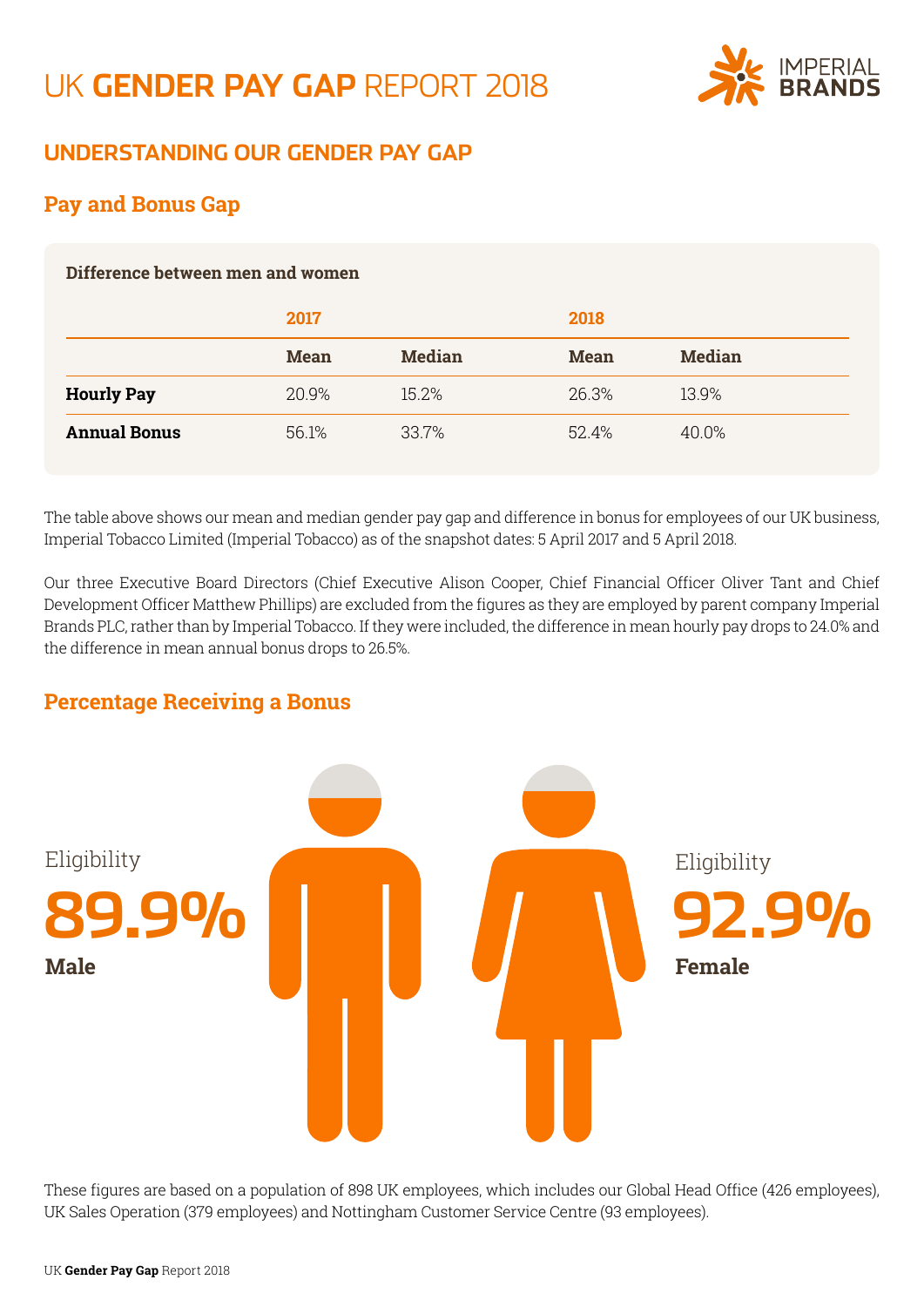# UK **GENDER PAY GAP** REPORT 2018

## UNDERSTANDING OUR GENDER PAY GAP

### Pay and Bonus Gap

**Difference between men and women**

| | 2017 | | 2018 | |
|---|---|---|---|---|
| | **Mean** | **Median** | **Mean** | **Median** |
| **Hourly Pay** | 20.9% | 15.2% | 26.3% | 13.9% |
| **Annual Bonus** | 56.1% | 33.7% | 52.4% | 40.0% |

The table above shows our mean and median gender pay gap and difference in bonus for employees of our UK business, Imperial Tobacco Limited (Imperial Tobacco) as of the snapshot dates: 5 April 2017 and 5 April 2018.

Our three Executive Board Directors (Chief Executive Alison Cooper, Chief Financial Officer Oliver Tant and Chief Development Officer Matthew Phillips) are excluded from the figures as they are employed by parent company Imperial Brands PLC, rather than by Imperial Tobacco. If they were included, the difference in mean hourly pay drops to 24.0% and the difference in mean annual bonus drops to 26.5%.

### Percentage Receiving a Bonus

Eligibility
**89.9%**
**Male**

Eligibility
**92.9%**
**Female**

These figures are based on a population of 898 UK employees, which includes our Global Head Office (426 employees), UK Sales Operation (379 employees) and Nottingham Customer Service Centre (93 employees).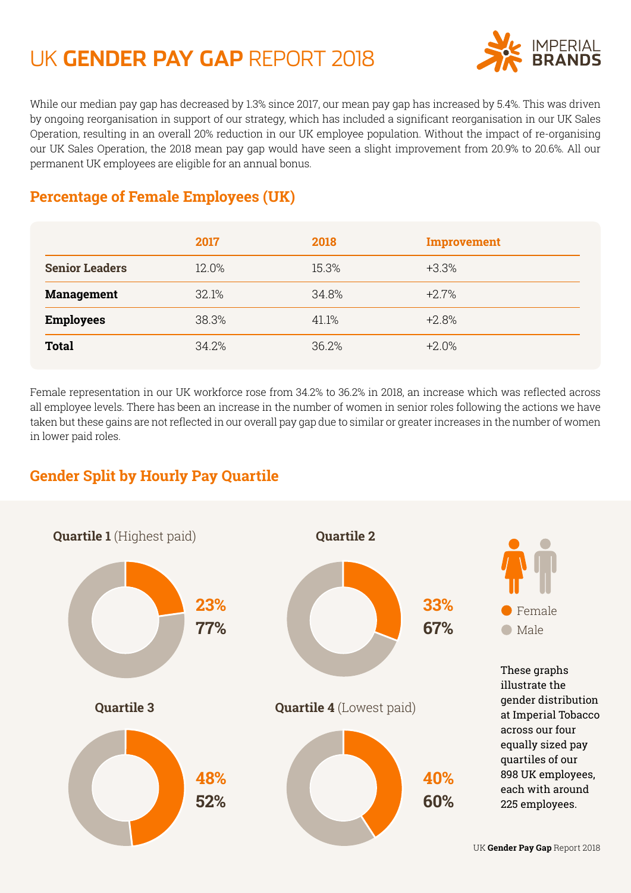# UK **GENDER PAY GAP** REPORT 2018

While our median pay gap has decreased by 1.3% since 2017, our mean pay gap has increased by 5.4%. This was driven by ongoing reorganisation in support of our strategy, which has included a significant reorganisation in our UK Sales Operation, resulting in an overall 20% reduction in our UK employee population. Without the impact of re-organising our UK Sales Operation, the 2018 mean pay gap would have seen a slight improvement from 20.9% to 20.6%. All our permanent UK employees are eligible for an annual bonus.

## Percentage of Female Employees (UK)

| | 2017 | 2018 | Improvement |
|---|---|---|---|
| **Senior Leaders** | 12.0% | 15.3% | +3.3% |
| **Management** | 32.1% | 34.8% | +2.7% |
| **Employees** | 38.3% | 41.1% | +2.8% |
| **Total** | 34.2% | 36.2% | +2.0% |

Female representation in our UK workforce rose from 34.2% to 36.2% in 2018, an increase which was reflected across all employee levels. There has been an increase in the number of women in senior roles following the actions we have taken but these gains are not reflected in our overall pay gap due to similar or greater increases in the number of women in lower paid roles.

## Gender Split by Hourly Pay Quartile

**Quartile 1** (Highest paid)

**23%** Female
**77%** Male

**Quartile 2**

**33%** Female
**67%** Male

**Quartile 3**

**48%** Female
**52%** Male

**Quartile 4** (Lowest paid)

**40%** Female
**60%** Male

These graphs illustrate the gender distribution at Imperial Tobacco across our four equally sized pay quartiles of our 898 UK employees, each with around 225 employees.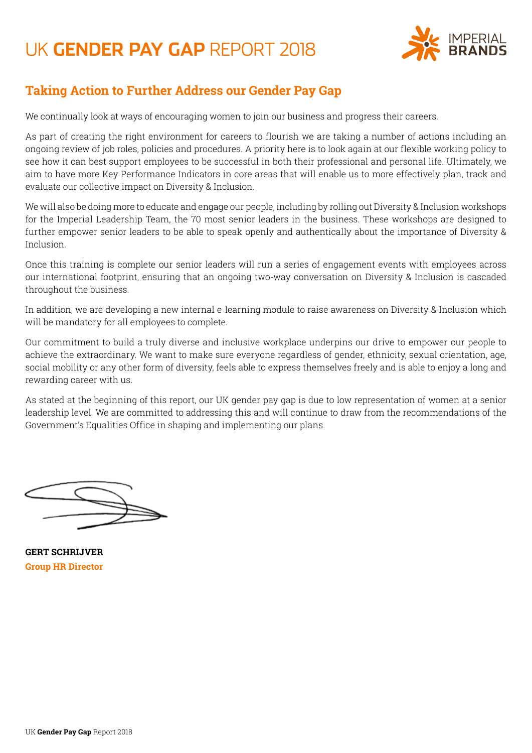## Taking Action to Further Address our Gender Pay Gap

We continually look at ways of encouraging women to join our business and progress their careers.

As part of creating the right environment for careers to flourish we are taking a number of actions including an ongoing review of job roles, policies and procedures. A priority here is to look again at our flexible working policy to see how it can best support employees to be successful in both their professional and personal life. Ultimately, we aim to have more Key Performance Indicators in core areas that will enable us to more effectively plan, track and evaluate our collective impact on Diversity & Inclusion.

We will also be doing more to educate and engage our people, including by rolling out Diversity & Inclusion workshops for the Imperial Leadership Team, the 70 most senior leaders in the business. These workshops are designed to further empower senior leaders to be able to speak openly and authentically about the importance of Diversity & Inclusion.

Once this training is complete our senior leaders will run a series of engagement events with employees across our international footprint, ensuring that an ongoing two-way conversation on Diversity & Inclusion is cascaded throughout the business.

In addition, we are developing a new internal e-learning module to raise awareness on Diversity & Inclusion which will be mandatory for all employees to complete.

Our commitment to build a truly diverse and inclusive workplace underpins our drive to empower our people to achieve the extraordinary. We want to make sure everyone regardless of gender, ethnicity, sexual orientation, age, social mobility or any other form of diversity, feels able to express themselves freely and is able to enjoy a long and rewarding career with us.

As stated at the beginning of this report, our UK gender pay gap is due to low representation of women at a senior leadership level. We are committed to addressing this and will continue to draw from the recommendations of the Government's Equalities Office in shaping and implementing our plans.

**GERT SCHRIJVER**
**Group HR Director**